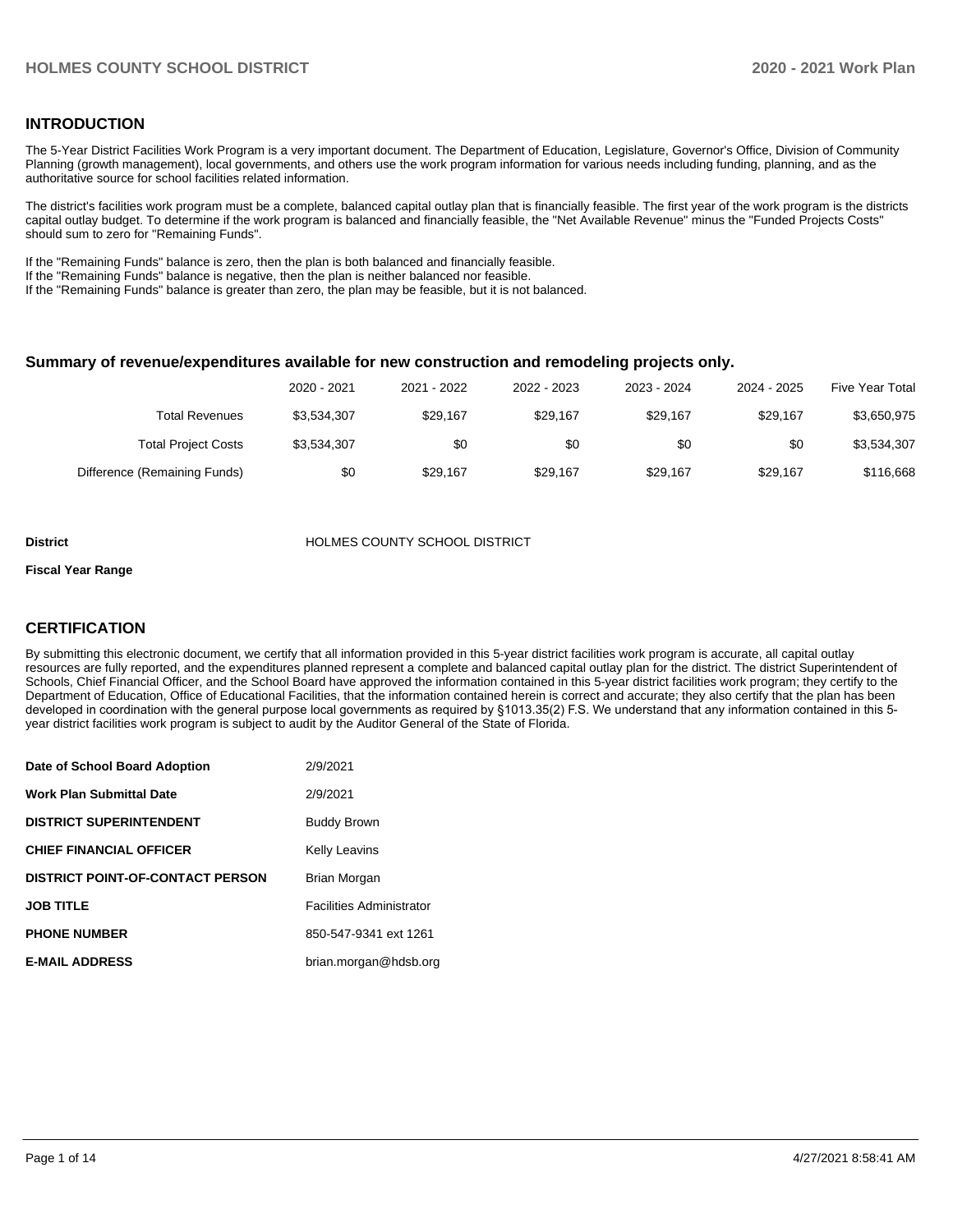## INTRODUCTION

The 5-Year District Facilities Work Program is a very important document. The Department of Education, Legislature, Governor's Office, Division of Community Planning (growth management), local governments, and others use the work program information for various needs including funding, planning, and as the authoritative source for school facilities related information.

The district's facilities work program must be a complete, balanced capital outlay plan that is financially feasible. The first year of the work program is the districts capital outlay budget. To determine if the work program is balanced and financially feasible, the "Net Available Revenue" minus the "Funded Projects Costs" should sum to zero for "Remaining Funds".

If the "Remaining Funds" balance is zero, then the plan is both balanced and financially feasible.
If the "Remaining Funds" balance is negative, then the plan is neither balanced nor feasible.
If the "Remaining Funds" balance is greater than zero, the plan may be feasible, but it is not balanced.

### Summary of revenue/expenditures available for new construction and remodeling projects only.

| | 2020 - 2021 | 2021 - 2022 | 2022 - 2023 | 2023 - 2024 | 2024 - 2025 | Five Year Total |
|---|---|---|---|---|---|---|
| Total Revenues | $3,534,307 | $29,167 | $29,167 | $29,167 | $29,167 | $3,650,975 |
| Total Project Costs | $3,534,307 | $0 | $0 | $0 | $0 | $3,534,307 |
| Difference (Remaining Funds) | $0 | $29,167 | $29,167 | $29,167 | $29,167 | $116,668 |

**District** HOLMES COUNTY SCHOOL DISTRICT

**Fiscal Year Range**

## CERTIFICATION

By submitting this electronic document, we certify that all information provided in this 5-year district facilities work program is accurate, all capital outlay resources are fully reported, and the expenditures planned represent a complete and balanced capital outlay plan for the district. The district Superintendent of Schools, Chief Financial Officer, and the School Board have approved the information contained in this 5-year district facilities work program; they certify to the Department of Education, Office of Educational Facilities, that the information contained herein is correct and accurate; they also certify that the plan has been developed in coordination with the general purpose local governments as required by §1013.35(2) F.S. We understand that any information contained in this 5-year district facilities work program is subject to audit by the Auditor General of the State of Florida.

| | |
|---|---|
| **Date of School Board Adoption** | 2/9/2021 |
| **Work Plan Submittal Date** | 2/9/2021 |
| **DISTRICT SUPERINTENDENT** | Buddy Brown |
| **CHIEF FINANCIAL OFFICER** | Kelly Leavins |
| **DISTRICT POINT-OF-CONTACT PERSON** | Brian Morgan |
| **JOB TITLE** | Facilities Administrator |
| **PHONE NUMBER** | 850-547-9341 ext 1261 |
| **E-MAIL ADDRESS** | brian.morgan@hdsb.org |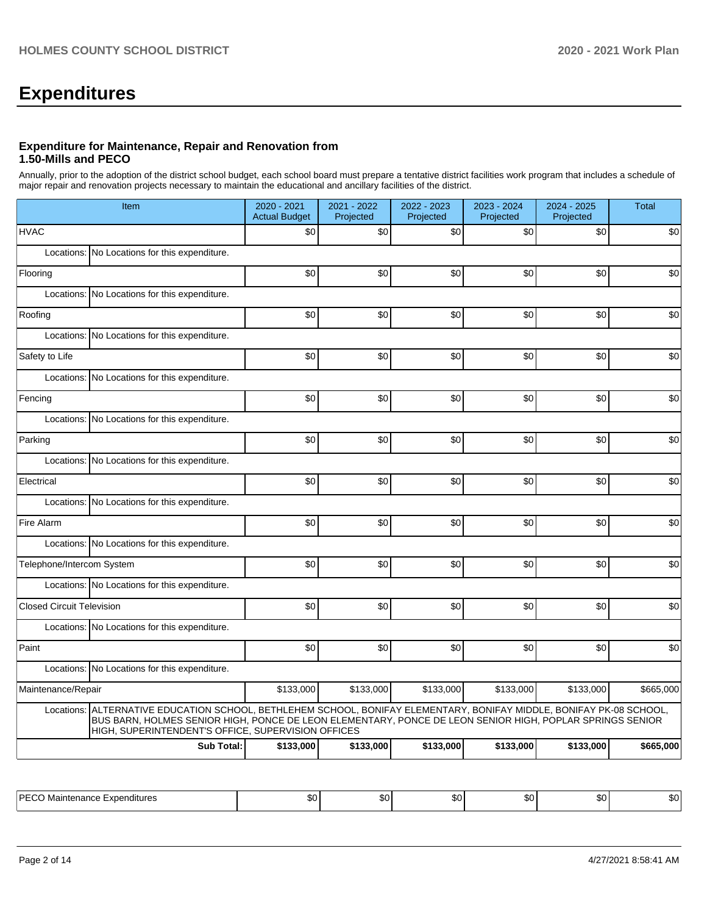# Expenditures

### Expenditure for Maintenance, Repair and Renovation from 1.50-Mills and PECO

Annually, prior to the adoption of the district school budget, each school board must prepare a tentative district facilities work program that includes a schedule of major repair and renovation projects necessary to maintain the educational and ancillary facilities of the district.

| Item | 2020 - 2021 Actual Budget | 2021 - 2022 Projected | 2022 - 2023 Projected | 2023 - 2024 Projected | 2024 - 2025 Projected | Total |
|---|---|---|---|---|---|---|
| HVAC | $0 | $0 | $0 | $0 | $0 | $0 |
| Locations: No Locations for this expenditure. | | | | | | |
| Flooring | $0 | $0 | $0 | $0 | $0 | $0 |
| Locations: No Locations for this expenditure. | | | | | | |
| Roofing | $0 | $0 | $0 | $0 | $0 | $0 |
| Locations: No Locations for this expenditure. | | | | | | |
| Safety to Life | $0 | $0 | $0 | $0 | $0 | $0 |
| Locations: No Locations for this expenditure. | | | | | | |
| Fencing | $0 | $0 | $0 | $0 | $0 | $0 |
| Locations: No Locations for this expenditure. | | | | | | |
| Parking | $0 | $0 | $0 | $0 | $0 | $0 |
| Locations: No Locations for this expenditure. | | | | | | |
| Electrical | $0 | $0 | $0 | $0 | $0 | $0 |
| Locations: No Locations for this expenditure. | | | | | | |
| Fire Alarm | $0 | $0 | $0 | $0 | $0 | $0 |
| Locations: No Locations for this expenditure. | | | | | | |
| Telephone/Intercom System | $0 | $0 | $0 | $0 | $0 | $0 |
| Locations: No Locations for this expenditure. | | | | | | |
| Closed Circuit Television | $0 | $0 | $0 | $0 | $0 | $0 |
| Locations: No Locations for this expenditure. | | | | | | |
| Paint | $0 | $0 | $0 | $0 | $0 | $0 |
| Locations: No Locations for this expenditure. | | | | | | |
| Maintenance/Repair | $133,000 | $133,000 | $133,000 | $133,000 | $133,000 | $665,000 |
| Locations: ALTERNATIVE EDUCATION SCHOOL, BETHLEHEM SCHOOL, BONIFAY ELEMENTARY, BONIFAY MIDDLE, BONIFAY PK-08 SCHOOL, BUS BARN, HOLMES SENIOR HIGH, PONCE DE LEON ELEMENTARY, PONCE DE LEON SENIOR HIGH, POPLAR SPRINGS SENIOR HIGH, SUPERINTENDENT'S OFFICE, SUPERVISION OFFICES | | | | | | |
| **Sub Total:** | **$133,000** | **$133,000** | **$133,000** | **$133,000** | **$133,000** | **$665,000** |

| | | | | | | |
|---|---|---|---|---|---|---|
| PECO Maintenance Expenditures | $0 | $0 | $0 | $0 | $0 | $0 |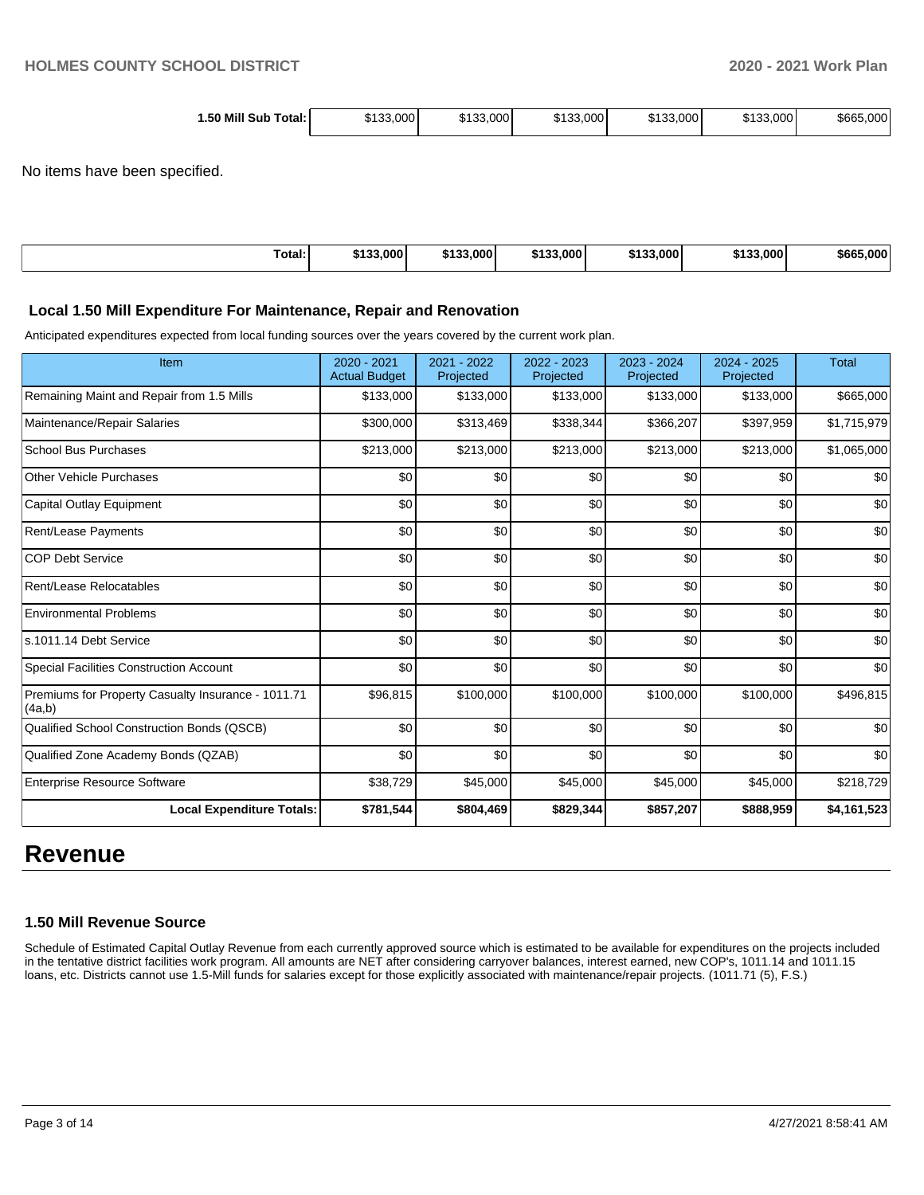| 1.50 Mill Sub Total: | $133,000 | $133,000 | $133,000 | $133,000 | $133,000 | $665,000 |
|---|---|---|---|---|---|---|

No items have been specified.

| Total: | $133,000 | $133,000 | $133,000 | $133,000 | $133,000 | $665,000 |
|---|---|---|---|---|---|---|

### Local 1.50 Mill Expenditure For Maintenance, Repair and Renovation

Anticipated expenditures expected from local funding sources over the years covered by the current work plan.

| Item | 2020 - 2021 Actual Budget | 2021 - 2022 Projected | 2022 - 2023 Projected | 2023 - 2024 Projected | 2024 - 2025 Projected | Total |
|---|---|---|---|---|---|---|
| Remaining Maint and Repair from 1.5 Mills | $133,000 | $133,000 | $133,000 | $133,000 | $133,000 | $665,000 |
| Maintenance/Repair Salaries | $300,000 | $313,469 | $338,344 | $366,207 | $397,959 | $1,715,979 |
| School Bus Purchases | $213,000 | $213,000 | $213,000 | $213,000 | $213,000 | $1,065,000 |
| Other Vehicle Purchases | $0 | $0 | $0 | $0 | $0 | $0 |
| Capital Outlay Equipment | $0 | $0 | $0 | $0 | $0 | $0 |
| Rent/Lease Payments | $0 | $0 | $0 | $0 | $0 | $0 |
| COP Debt Service | $0 | $0 | $0 | $0 | $0 | $0 |
| Rent/Lease Relocatables | $0 | $0 | $0 | $0 | $0 | $0 |
| Environmental Problems | $0 | $0 | $0 | $0 | $0 | $0 |
| s.1011.14 Debt Service | $0 | $0 | $0 | $0 | $0 | $0 |
| Special Facilities Construction Account | $0 | $0 | $0 | $0 | $0 | $0 |
| Premiums for Property Casualty Insurance - 1011.71 (4a,b) | $96,815 | $100,000 | $100,000 | $100,000 | $100,000 | $496,815 |
| Qualified School Construction Bonds (QSCB) | $0 | $0 | $0 | $0 | $0 | $0 |
| Qualified Zone Academy Bonds (QZAB) | $0 | $0 | $0 | $0 | $0 | $0 |
| Enterprise Resource Software | $38,729 | $45,000 | $45,000 | $45,000 | $45,000 | $218,729 |
| **Local Expenditure Totals:** | **$781,544** | **$804,469** | **$829,344** | **$857,207** | **$888,959** | **$4,161,523** |

# Revenue

### 1.50 Mill Revenue Source

Schedule of Estimated Capital Outlay Revenue from each currently approved source which is estimated to be available for expenditures on the projects included in the tentative district facilities work program. All amounts are NET after considering carryover balances, interest earned, new COP's, 1011.14 and 1011.15 loans, etc. Districts cannot use 1.5-Mill funds for salaries except for those explicitly associated with maintenance/repair projects. (1011.71 (5), F.S.)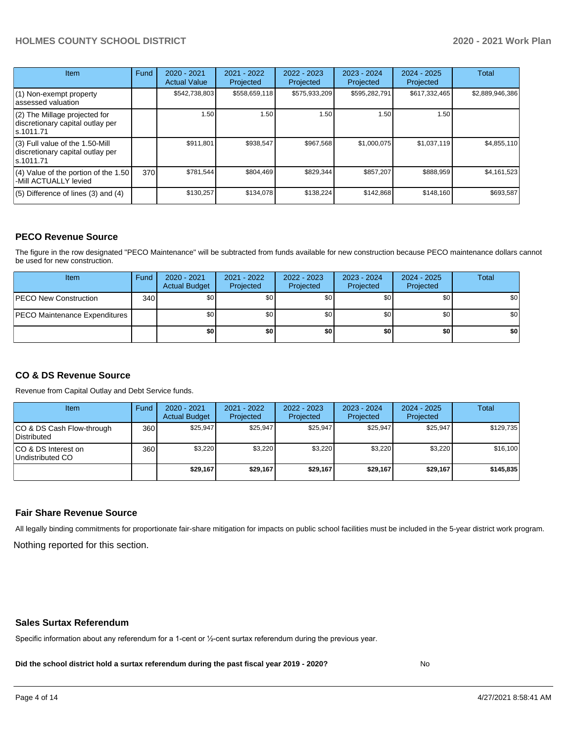| Item | Fund | 2020 - 2021 Actual Value | 2021 - 2022 Projected | 2022 - 2023 Projected | 2023 - 2024 Projected | 2024 - 2025 Projected | Total |
|---|---|---|---|---|---|---|---|
| (1) Non-exempt property assessed valuation | | $542,738,803 | $558,659,118 | $575,933,209 | $595,282,791 | $617,332,465 | $2,889,946,386 |
| (2) The Millage projected for discretionary capital outlay per s.1011.71 | | 1.50 | 1.50 | 1.50 | 1.50 | 1.50 | |
| (3) Full value of the 1.50-Mill discretionary capital outlay per s.1011.71 | | $911,801 | $938,547 | $967,568 | $1,000,075 | $1,037,119 | $4,855,110 |
| (4) Value of the portion of the 1.50 -Mill ACTUALLY levied | 370 | $781,544 | $804,469 | $829,344 | $857,207 | $888,959 | $4,161,523 |
| (5) Difference of lines (3) and (4) | | $130,257 | $134,078 | $138,224 | $142,868 | $148,160 | $693,587 |

## PECO Revenue Source

The figure in the row designated "PECO Maintenance" will be subtracted from funds available for new construction because PECO maintenance dollars cannot be used for new construction.

| Item | Fund | 2020 - 2021 Actual Budget | 2021 - 2022 Projected | 2022 - 2023 Projected | 2023 - 2024 Projected | 2024 - 2025 Projected | Total |
|---|---|---|---|---|---|---|---|
| PECO New Construction | 340 | $0 | $0 | $0 | $0 | $0 | $0 |
| PECO Maintenance Expenditures | | $0 | $0 | $0 | $0 | $0 | $0 |
| | | **$0** | **$0** | **$0** | **$0** | **$0** | **$0** |

## CO & DS Revenue Source

Revenue from Capital Outlay and Debt Service funds.

| Item | Fund | 2020 - 2021 Actual Budget | 2021 - 2022 Projected | 2022 - 2023 Projected | 2023 - 2024 Projected | 2024 - 2025 Projected | Total |
|---|---|---|---|---|---|---|---|
| CO & DS Cash Flow-through Distributed | 360 | $25,947 | $25,947 | $25,947 | $25,947 | $25,947 | $129,735 |
| CO & DS Interest on Undistributed CO | 360 | $3,220 | $3,220 | $3,220 | $3,220 | $3,220 | $16,100 |
| | | **$29,167** | **$29,167** | **$29,167** | **$29,167** | **$29,167** | **$145,835** |

## Fair Share Revenue Source

All legally binding commitments for proportionate fair-share mitigation for impacts on public school facilities must be included in the 5-year district work program.

Nothing reported for this section.

## Sales Surtax Referendum

Specific information about any referendum for a 1-cent or ½-cent surtax referendum during the previous year.

**Did the school district hold a surtax referendum during the past fiscal year 2019 - 2020?** No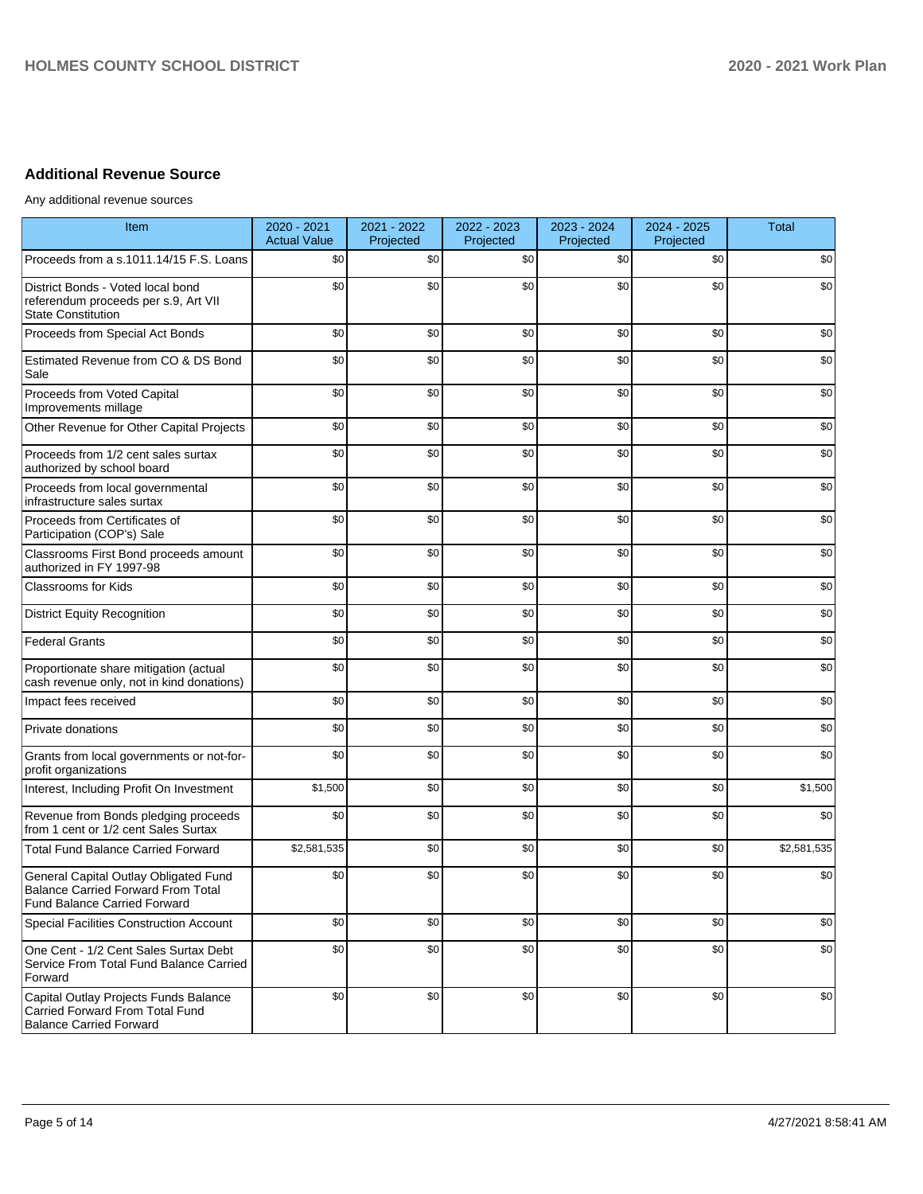## Additional Revenue Source

Any additional revenue sources

| Item | 2020 - 2021 Actual Value | 2021 - 2022 Projected | 2022 - 2023 Projected | 2023 - 2024 Projected | 2024 - 2025 Projected | Total |
|---|---|---|---|---|---|---|
| Proceeds from a s.1011.14/15 F.S. Loans | $0 | $0 | $0 | $0 | $0 | $0 |
| District Bonds - Voted local bond referendum proceeds per s.9, Art VII State Constitution | $0 | $0 | $0 | $0 | $0 | $0 |
| Proceeds from Special Act Bonds | $0 | $0 | $0 | $0 | $0 | $0 |
| Estimated Revenue from CO & DS Bond Sale | $0 | $0 | $0 | $0 | $0 | $0 |
| Proceeds from Voted Capital Improvements millage | $0 | $0 | $0 | $0 | $0 | $0 |
| Other Revenue for Other Capital Projects | $0 | $0 | $0 | $0 | $0 | $0 |
| Proceeds from 1/2 cent sales surtax authorized by school board | $0 | $0 | $0 | $0 | $0 | $0 |
| Proceeds from local governmental infrastructure sales surtax | $0 | $0 | $0 | $0 | $0 | $0 |
| Proceeds from Certificates of Participation (COP's) Sale | $0 | $0 | $0 | $0 | $0 | $0 |
| Classrooms First Bond proceeds amount authorized in FY 1997-98 | $0 | $0 | $0 | $0 | $0 | $0 |
| Classrooms for Kids | $0 | $0 | $0 | $0 | $0 | $0 |
| District Equity Recognition | $0 | $0 | $0 | $0 | $0 | $0 |
| Federal Grants | $0 | $0 | $0 | $0 | $0 | $0 |
| Proportionate share mitigation (actual cash revenue only, not in kind donations) | $0 | $0 | $0 | $0 | $0 | $0 |
| Impact fees received | $0 | $0 | $0 | $0 | $0 | $0 |
| Private donations | $0 | $0 | $0 | $0 | $0 | $0 |
| Grants from local governments or not-for-profit organizations | $0 | $0 | $0 | $0 | $0 | $0 |
| Interest, Including Profit On Investment | $1,500 | $0 | $0 | $0 | $0 | $1,500 |
| Revenue from Bonds pledging proceeds from 1 cent or 1/2 cent Sales Surtax | $0 | $0 | $0 | $0 | $0 | $0 |
| Total Fund Balance Carried Forward | $2,581,535 | $0 | $0 | $0 | $0 | $2,581,535 |
| General Capital Outlay Obligated Fund Balance Carried Forward From Total Fund Balance Carried Forward | $0 | $0 | $0 | $0 | $0 | $0 |
| Special Facilities Construction Account | $0 | $0 | $0 | $0 | $0 | $0 |
| One Cent - 1/2 Cent Sales Surtax Debt Service From Total Fund Balance Carried Forward | $0 | $0 | $0 | $0 | $0 | $0 |
| Capital Outlay Projects Funds Balance Carried Forward From Total Fund Balance Carried Forward | $0 | $0 | $0 | $0 | $0 | $0 |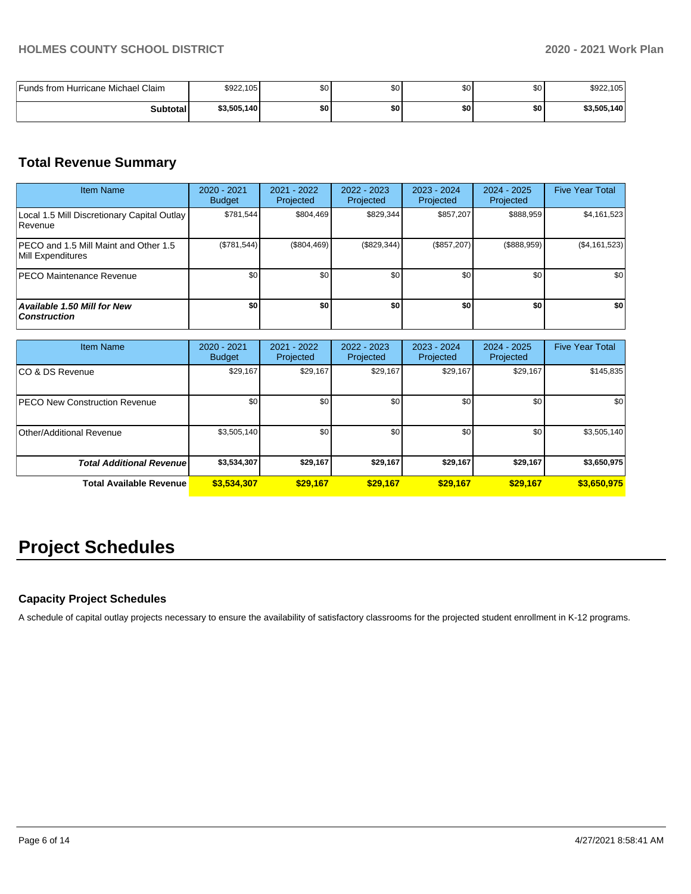| Funds from Hurricane Michael Claim | $922,105 | $0 | $0 | $0 | $0 | $922,105 |
|---|---|---|---|---|---|---|
| **Subtotal** | **$3,505,140** | **$0** | **$0** | **$0** | **$0** | **$3,505,140** |

## Total Revenue Summary

| Item Name | 2020 - 2021 Budget | 2021 - 2022 Projected | 2022 - 2023 Projected | 2023 - 2024 Projected | 2024 - 2025 Projected | Five Year Total |
|---|---|---|---|---|---|---|
| Local 1.5 Mill Discretionary Capital Outlay Revenue | $781,544 | $804,469 | $829,344 | $857,207 | $888,959 | $4,161,523 |
| PECO and 1.5 Mill Maint and Other 1.5 Mill Expenditures | ($781,544) | ($804,469) | ($829,344) | ($857,207) | ($888,959) | ($4,161,523) |
| PECO Maintenance Revenue | $0 | $0 | $0 | $0 | $0 | $0 |
| ***Available 1.50 Mill for New Construction*** | **$0** | **$0** | **$0** | **$0** | **$0** | **$0** |

| Item Name | 2020 - 2021 Budget | 2021 - 2022 Projected | 2022 - 2023 Projected | 2023 - 2024 Projected | 2024 - 2025 Projected | Five Year Total |
|---|---|---|---|---|---|---|
| CO & DS Revenue | $29,167 | $29,167 | $29,167 | $29,167 | $29,167 | $145,835 |
| PECO New Construction Revenue | $0 | $0 | $0 | $0 | $0 | $0 |
| Other/Additional Revenue | $3,505,140 | $0 | $0 | $0 | $0 | $3,505,140 |
| ***Total Additional Revenue*** | **$3,534,307** | **$29,167** | **$29,167** | **$29,167** | **$29,167** | **$3,650,975** |
| **Total Available Revenue** | **$3,534,307** | **$29,167** | **$29,167** | **$29,167** | **$29,167** | **$3,650,975** |

# Project Schedules

### Capacity Project Schedules

A schedule of capital outlay projects necessary to ensure the availability of satisfactory classrooms for the projected student enrollment in K-12 programs.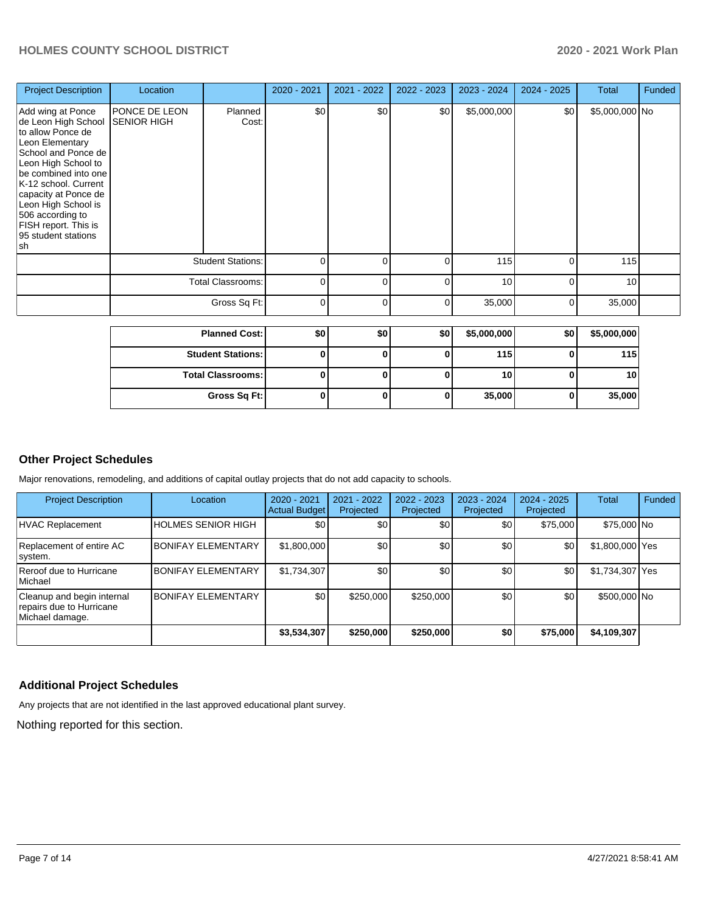| Project Description | Location | | 2020 - 2021 | 2021 - 2022 | 2022 - 2023 | 2023 - 2024 | 2024 - 2025 | Total | Funded |
|---|---|---|---|---|---|---|---|---|---|
| Add wing at Ponce de Leon High School to allow Ponce de Leon Elementary School and Ponce de Leon High School to be combined into one K-12 school. Current capacity at Ponce de Leon High School is 506 according to FISH report. This is 95 student stations sh | PONCE DE LEON SENIOR HIGH | Planned Cost: | $0 | $0 | $0 | $5,000,000 | $0 | $5,000,000 | No |
| | | Student Stations: | 0 | 0 | 0 | 115 | 0 | 115 | |
| | | Total Classrooms: | 0 | 0 | 0 | 10 | 0 | 10 | |
| | | Gross Sq Ft: | 0 | 0 | 0 | 35,000 | 0 | 35,000 | |

| | 2020 - 2021 | 2021 - 2022 | 2022 - 2023 | 2023 - 2024 | 2024 - 2025 | Total |
|---|---|---|---|---|---|---|
| **Planned Cost:** | **$0** | **$0** | **$0** | **$5,000,000** | **$0** | **$5,000,000** |
| **Student Stations:** | **0** | **0** | **0** | **115** | **0** | **115** |
| **Total Classrooms:** | **0** | **0** | **0** | **10** | **0** | **10** |
| **Gross Sq Ft:** | **0** | **0** | **0** | **35,000** | **0** | **35,000** |

## Other Project Schedules

Major renovations, remodeling, and additions of capital outlay projects that do not add capacity to schools.

| Project Description | Location | 2020 - 2021 Actual Budget | 2021 - 2022 Projected | 2022 - 2023 Projected | 2023 - 2024 Projected | 2024 - 2025 Projected | Total | Funded |
|---|---|---|---|---|---|---|---|---|
| HVAC Replacement | HOLMES SENIOR HIGH | $0 | $0 | $0 | $0 | $75,000 | $75,000 | No |
| Replacement of entire AC system. | BONIFAY ELEMENTARY | $1,800,000 | $0 | $0 | $0 | $0 | $1,800,000 | Yes |
| Reroof due to Hurricane Michael | BONIFAY ELEMENTARY | $1,734,307 | $0 | $0 | $0 | $0 | $1,734,307 | Yes |
| Cleanup and begin internal repairs due to Hurricane Michael damage. | BONIFAY ELEMENTARY | $0 | $250,000 | $250,000 | $0 | $0 | $500,000 | No |
| | | **$3,534,307** | **$250,000** | **$250,000** | **$0** | **$75,000** | **$4,109,307** | |

## Additional Project Schedules

Any projects that are not identified in the last approved educational plant survey.

Nothing reported for this section.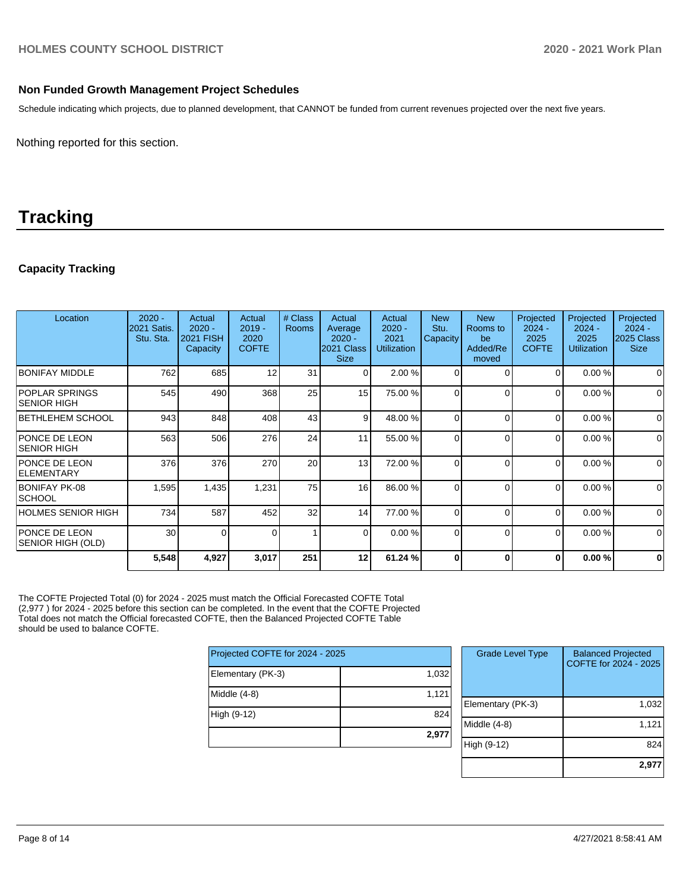### Non Funded Growth Management Project Schedules

Schedule indicating which projects, due to planned development, that CANNOT be funded from current revenues projected over the next five years.

Nothing reported for this section.

# Tracking

### Capacity Tracking

| Location | 2020 - 2021 Satis. Stu. Sta. | Actual 2020 - 2021 FISH Capacity | Actual 2019 - 2020 COFTE | # Class Rooms | Actual Average 2020 - 2021 Class Size | Actual 2020 - 2021 Utilization | New Stu. Capacity | New Rooms to be Added/Removed | Projected 2024 - 2025 COFTE | Projected 2024 - 2025 Utilization | Projected 2024 - 2025 Class Size |
|---|---|---|---|---|---|---|---|---|---|---|---|
| BONIFAY MIDDLE | 762 | 685 | 12 | 31 | 0 | 2.00 % | 0 | 0 | 0 | 0.00 % | 0 |
| POPLAR SPRINGS SENIOR HIGH | 545 | 490 | 368 | 25 | 15 | 75.00 % | 0 | 0 | 0 | 0.00 % | 0 |
| BETHLEHEM SCHOOL | 943 | 848 | 408 | 43 | 9 | 48.00 % | 0 | 0 | 0 | 0.00 % | 0 |
| PONCE DE LEON SENIOR HIGH | 563 | 506 | 276 | 24 | 11 | 55.00 % | 0 | 0 | 0 | 0.00 % | 0 |
| PONCE DE LEON ELEMENTARY | 376 | 376 | 270 | 20 | 13 | 72.00 % | 0 | 0 | 0 | 0.00 % | 0 |
| BONIFAY PK-08 SCHOOL | 1,595 | 1,435 | 1,231 | 75 | 16 | 86.00 % | 0 | 0 | 0 | 0.00 % | 0 |
| HOLMES SENIOR HIGH | 734 | 587 | 452 | 32 | 14 | 77.00 % | 0 | 0 | 0 | 0.00 % | 0 |
| PONCE DE LEON SENIOR HIGH (OLD) | 30 | 0 | 0 | 1 | 0 | 0.00 % | 0 | 0 | 0 | 0.00 % | 0 |
| | **5,548** | **4,927** | **3,017** | **251** | **12** | **61.24 %** | **0** | **0** | **0** | **0.00 %** | **0** |

The COFTE Projected Total (0) for 2024 - 2025 must match the Official Forecasted COFTE Total (2,977 ) for 2024 - 2025 before this section can be completed. In the event that the COFTE Projected Total does not match the Official forecasted COFTE, then the Balanced Projected COFTE Table should be used to balance COFTE.

| Projected COFTE for 2024 - 2025 | |
|---|---|
| Elementary (PK-3) | 1,032 |
| Middle (4-8) | 1,121 |
| High (9-12) | 824 |
| | **2,977** |

| Grade Level Type | Balanced Projected COFTE for 2024 - 2025 |
|---|---|
| Elementary (PK-3) | 1,032 |
| Middle (4-8) | 1,121 |
| High (9-12) | 824 |
| | **2,977** |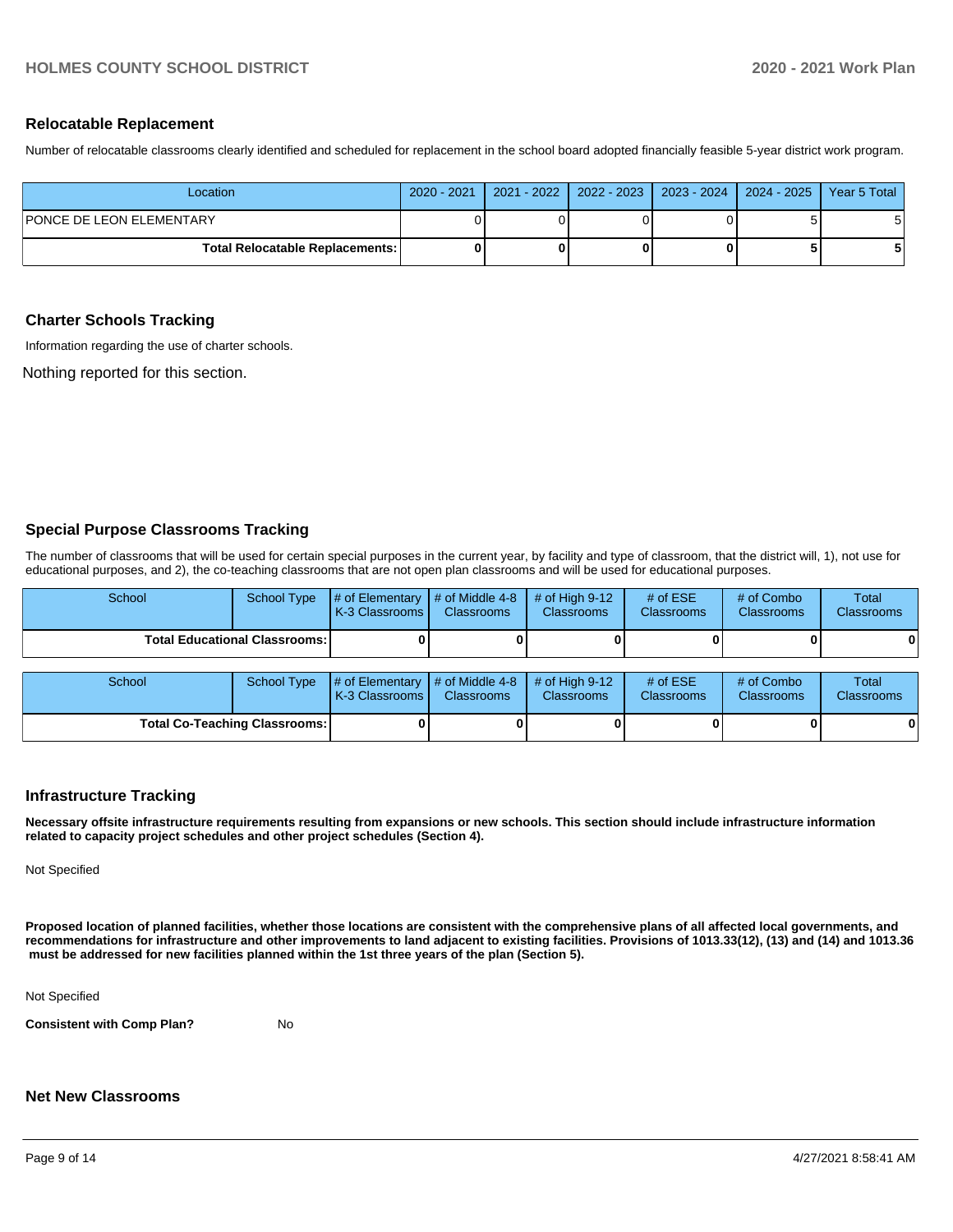## Relocatable Replacement

Number of relocatable classrooms clearly identified and scheduled for replacement in the school board adopted financially feasible 5-year district work program.

| Location | 2020 - 2021 | 2021 - 2022 | 2022 - 2023 | 2023 - 2024 | 2024 - 2025 | Year 5 Total |
|---|---|---|---|---|---|---|
| PONCE DE LEON ELEMENTARY | 0 | 0 | 0 | 0 | 5 | 5 |
| **Total Relocatable Replacements:** | **0** | **0** | **0** | **0** | **5** | **5** |

## Charter Schools Tracking

Information regarding the use of charter schools.

Nothing reported for this section.

## Special Purpose Classrooms Tracking

The number of classrooms that will be used for certain special purposes in the current year, by facility and type of classroom, that the district will, 1), not use for educational purposes, and 2), the co-teaching classrooms that are not open plan classrooms and will be used for educational purposes.

| School | School Type | # of Elementary K-3 Classrooms | # of Middle 4-8 Classrooms | # of High 9-12 Classrooms | # of ESE Classrooms | # of Combo Classrooms | Total Classrooms |
|---|---|---|---|---|---|---|---|
| **Total Educational Classrooms:** | | **0** | **0** | **0** | **0** | **0** | **0** |

| School | School Type | # of Elementary K-3 Classrooms | # of Middle 4-8 Classrooms | # of High 9-12 Classrooms | # of ESE Classrooms | # of Combo Classrooms | Total Classrooms |
|---|---|---|---|---|---|---|---|
| **Total Co-Teaching Classrooms:** | | **0** | **0** | **0** | **0** | **0** | **0** |

## Infrastructure Tracking

**Necessary offsite infrastructure requirements resulting from expansions or new schools. This section should include infrastructure information related to capacity project schedules and other project schedules (Section 4).**

Not Specified

**Proposed location of planned facilities, whether those locations are consistent with the comprehensive plans of all affected local governments, and recommendations for infrastructure and other improvements to land adjacent to existing facilities. Provisions of 1013.33(12), (13) and (14) and 1013.36 must be addressed for new facilities planned within the 1st three years of the plan (Section 5).**

Not Specified

**Consistent with Comp Plan?** No

## Net New Classrooms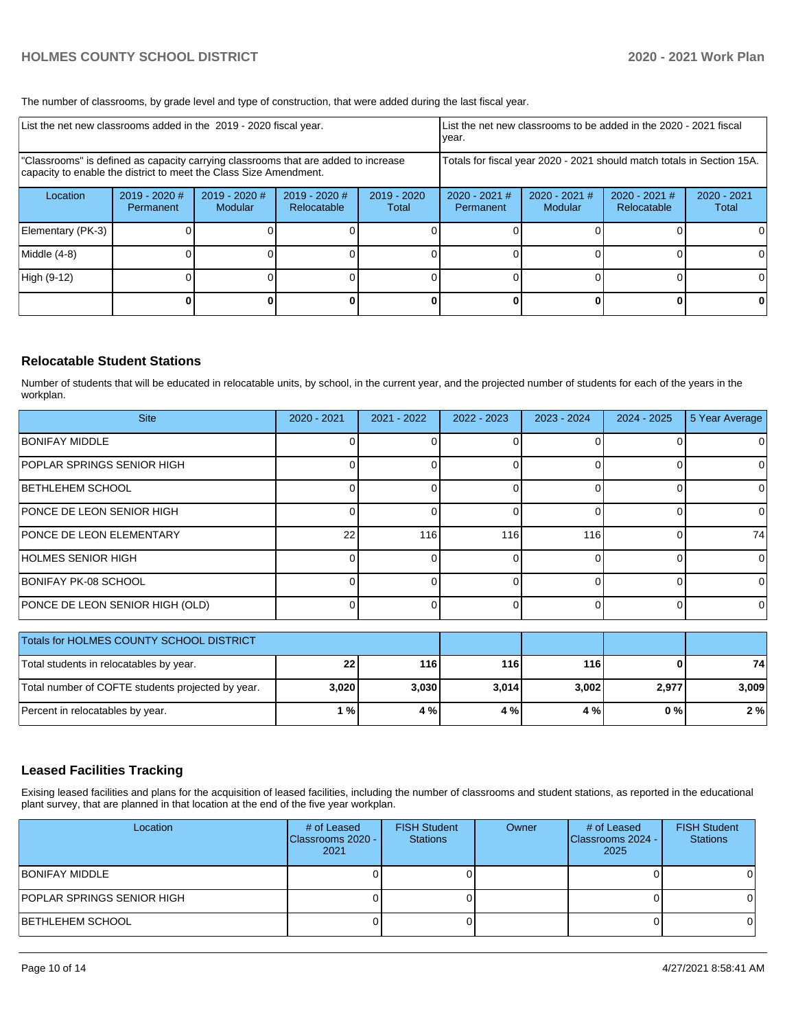The number of classrooms, by grade level and type of construction, that were added during the last fiscal year.

| List the net new classrooms added in the 2019 - 2020 fiscal year. | | | | | List the net new classrooms to be added in the 2020 - 2021 fiscal year. | | | |
|---|---|---|---|---|---|---|---|---|
| "Classrooms" is defined as capacity carrying classrooms that are added to increase capacity to enable the district to meet the Class Size Amendment. | | | | | Totals for fiscal year 2020 - 2021 should match totals in Section 15A. | | | |
| Location | 2019 - 2020 # Permanent | 2019 - 2020 # Modular | 2019 - 2020 # Relocatable | 2019 - 2020 Total | 2020 - 2021 # Permanent | 2020 - 2021 # Modular | 2020 - 2021 # Relocatable | 2020 - 2021 Total |
| Elementary (PK-3) | 0 | 0 | 0 | 0 | 0 | 0 | 0 | 0 |
| Middle (4-8) | 0 | 0 | 0 | 0 | 0 | 0 | 0 | 0 |
| High (9-12) | 0 | 0 | 0 | 0 | 0 | 0 | 0 | 0 |
| | **0** | **0** | **0** | **0** | **0** | **0** | **0** | **0** |

## Relocatable Student Stations

Number of students that will be educated in relocatable units, by school, in the current year, and the projected number of students for each of the years in the workplan.

| Site | 2020 - 2021 | 2021 - 2022 | 2022 - 2023 | 2023 - 2024 | 2024 - 2025 | 5 Year Average |
|---|---|---|---|---|---|---|
| BONIFAY MIDDLE | 0 | 0 | 0 | 0 | 0 | 0 |
| POPLAR SPRINGS SENIOR HIGH | 0 | 0 | 0 | 0 | 0 | 0 |
| BETHLEHEM SCHOOL | 0 | 0 | 0 | 0 | 0 | 0 |
| PONCE DE LEON SENIOR HIGH | 0 | 0 | 0 | 0 | 0 | 0 |
| PONCE DE LEON ELEMENTARY | 22 | 116 | 116 | 116 | 0 | 74 |
| HOLMES SENIOR HIGH | 0 | 0 | 0 | 0 | 0 | 0 |
| BONIFAY PK-08 SCHOOL | 0 | 0 | 0 | 0 | 0 | 0 |
| PONCE DE LEON SENIOR HIGH (OLD) | 0 | 0 | 0 | 0 | 0 | 0 |

| Totals for HOLMES COUNTY SCHOOL DISTRICT | | | | | | |
|---|---|---|---|---|---|---|
| Total students in relocatables by year. | **22** | **116** | **116** | **116** | **0** | **74** |
| Total number of COFTE students projected by year. | **3,020** | **3,030** | **3,014** | **3,002** | **2,977** | **3,009** |
| Percent in relocatables by year. | **1 %** | **4 %** | **4 %** | **4 %** | **0 %** | **2 %** |

## Leased Facilities Tracking

Exising leased facilities and plans for the acquisition of leased facilities, including the number of classrooms and student stations, as reported in the educational plant survey, that are planned in that location at the end of the five year workplan.

| Location | # of Leased Classrooms 2020 - 2021 | FISH Student Stations | Owner | # of Leased Classrooms 2024 - 2025 | FISH Student Stations |
|---|---|---|---|---|---|
| BONIFAY MIDDLE | 0 | 0 | | 0 | 0 |
| POPLAR SPRINGS SENIOR HIGH | 0 | 0 | | 0 | 0 |
| BETHLEHEM SCHOOL | 0 | 0 | | 0 | 0 |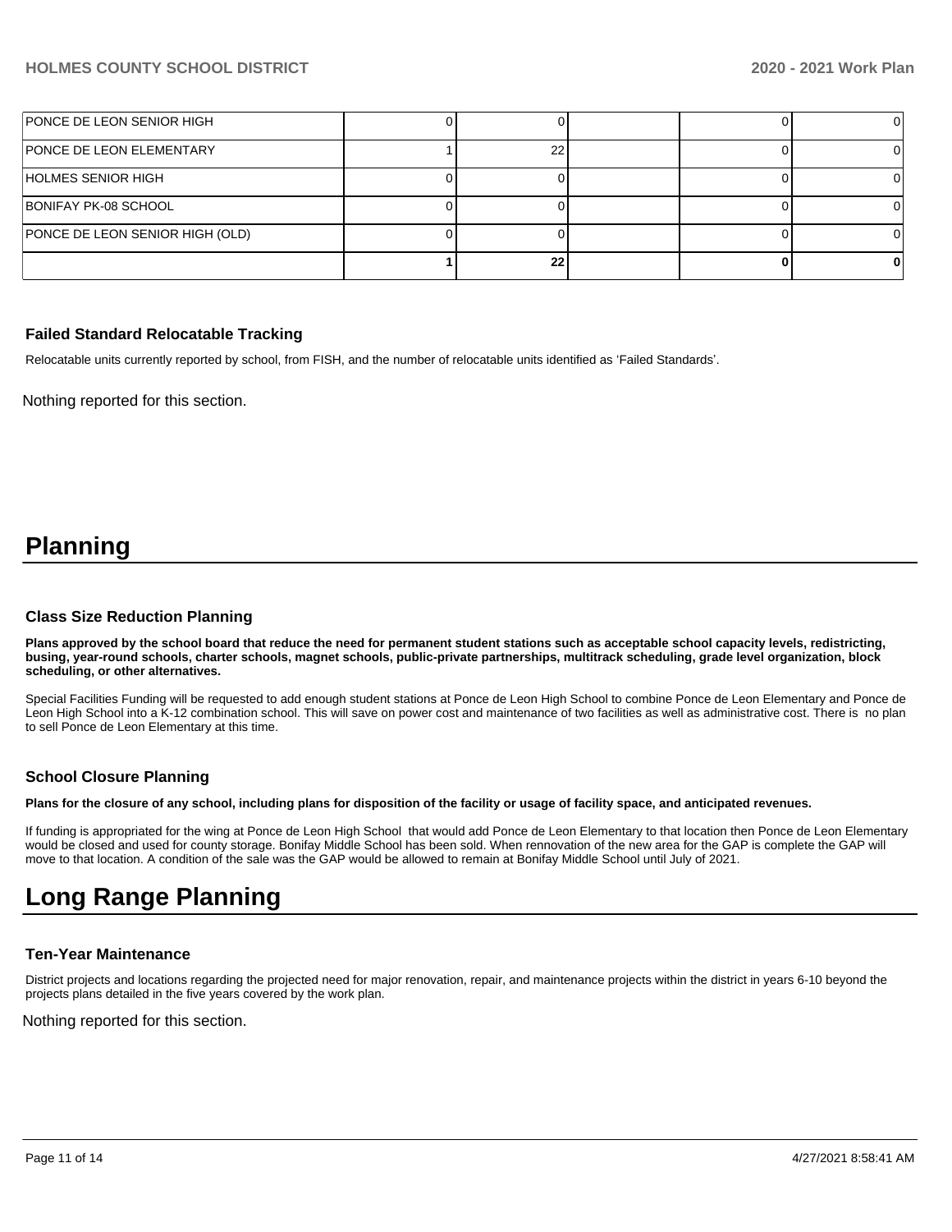| | | | | | |
|---|---|---|---|---|---|
| PONCE DE LEON SENIOR HIGH | 0 | 0 | | 0 | 0 |
| PONCE DE LEON ELEMENTARY | 1 | 22 | | 0 | 0 |
| HOLMES SENIOR HIGH | 0 | 0 | | 0 | 0 |
| BONIFAY PK-08 SCHOOL | 0 | 0 | | 0 | 0 |
| PONCE DE LEON SENIOR HIGH (OLD) | 0 | 0 | | 0 | 0 |
| | **1** | **22** | | **0** | **0** |

### Failed Standard Relocatable Tracking

Relocatable units currently reported by school, from FISH, and the number of relocatable units identified as 'Failed Standards'.

Nothing reported for this section.

# Planning

### Class Size Reduction Planning

**Plans approved by the school board that reduce the need for permanent student stations such as acceptable school capacity levels, redistricting, busing, year-round schools, charter schools, magnet schools, public-private partnerships, multitrack scheduling, grade level organization, block scheduling, or other alternatives.**

Special Facilities Funding will be requested to add enough student stations at Ponce de Leon High School to combine Ponce de Leon Elementary and Ponce de Leon High School into a K-12 combination school. This will save on power cost and maintenance of two facilities as well as administrative cost. There is no plan to sell Ponce de Leon Elementary at this time.

### School Closure Planning

**Plans for the closure of any school, including plans for disposition of the facility or usage of facility space, and anticipated revenues.**

If funding is appropriated for the wing at Ponce de Leon High School that would add Ponce de Leon Elementary to that location then Ponce de Leon Elementary would be closed and used for county storage. Bonifay Middle School has been sold. When rennovation of the new area for the GAP is complete the GAP will move to that location. A condition of the sale was the GAP would be allowed to remain at Bonifay Middle School until July of 2021.

# Long Range Planning

### Ten-Year Maintenance

District projects and locations regarding the projected need for major renovation, repair, and maintenance projects within the district in years 6-10 beyond the projects plans detailed in the five years covered by the work plan.

Nothing reported for this section.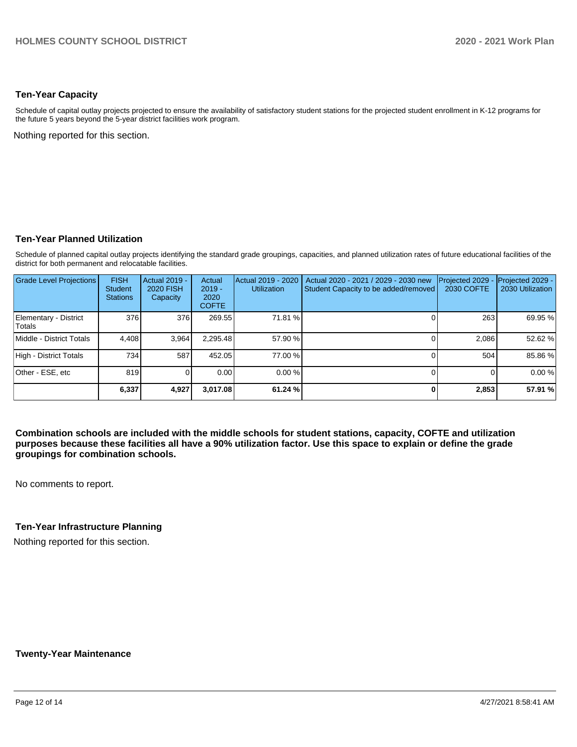## Ten-Year Capacity

Schedule of capital outlay projects projected to ensure the availability of satisfactory student stations for the projected student enrollment in K-12 programs for the future 5 years beyond the 5-year district facilities work program.

Nothing reported for this section.

## Ten-Year Planned Utilization

Schedule of planned capital outlay projects identifying the standard grade groupings, capacities, and planned utilization rates of future educational facilities of the district for both permanent and relocatable facilities.

| Grade Level Projections | FISH Student Stations | Actual 2019 - 2020 FISH Capacity | Actual 2019 - 2020 COFTE | Actual 2019 - 2020 Utilization | Actual 2020 - 2021 / 2029 - 2030 new Student Capacity to be added/removed | Projected 2029 - 2030 COFTE | Projected 2029 - 2030 Utilization |
|---|---|---|---|---|---|---|---|
| Elementary - District Totals | 376 | 376 | 269.55 | 71.81 % | 0 | 263 | 69.95 % |
| Middle - District Totals | 4,408 | 3,964 | 2,295.48 | 57.90 % | 0 | 2,086 | 52.62 % |
| High - District Totals | 734 | 587 | 452.05 | 77.00 % | 0 | 504 | 85.86 % |
| Other - ESE, etc | 819 | 0 | 0.00 | 0.00 % | 0 | 0 | 0.00 % |
| | **6,337** | **4,927** | **3,017.08** | **61.24 %** | **0** | **2,853** | **57.91 %** |

**Combination schools are included with the middle schools for student stations, capacity, COFTE and utilization purposes because these facilities all have a 90% utilization factor. Use this space to explain or define the grade groupings for combination schools.**

No comments to report.

## Ten-Year Infrastructure Planning

Nothing reported for this section.

## Twenty-Year Maintenance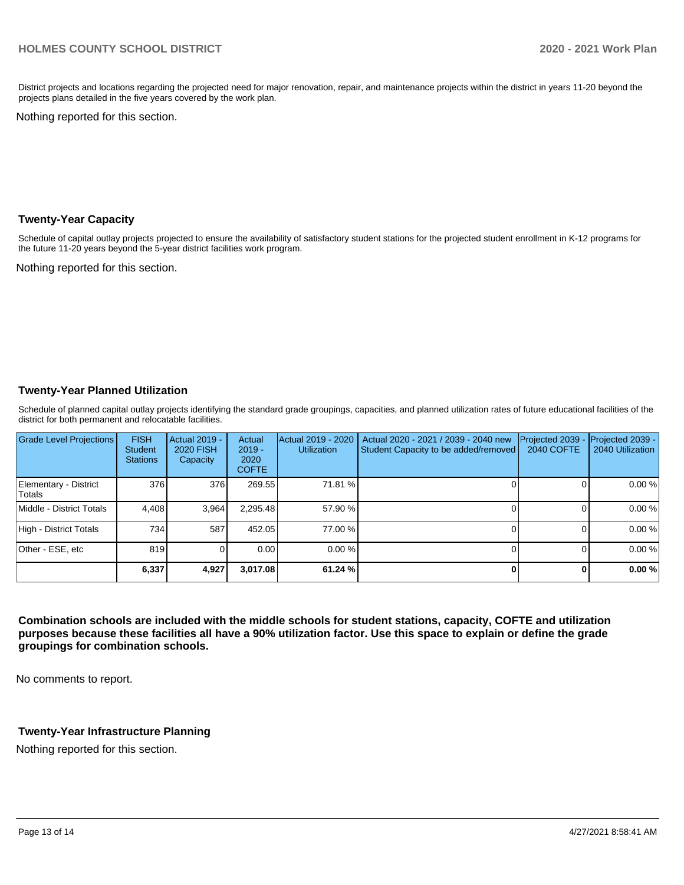District projects and locations regarding the projected need for major renovation, repair, and maintenance projects within the district in years 11-20 beyond the projects plans detailed in the five years covered by the work plan.

Nothing reported for this section.

### Twenty-Year Capacity

Schedule of capital outlay projects projected to ensure the availability of satisfactory student stations for the projected student enrollment in K-12 programs for the future 11-20 years beyond the 5-year district facilities work program.

Nothing reported for this section.

### Twenty-Year Planned Utilization

Schedule of planned capital outlay projects identifying the standard grade groupings, capacities, and planned utilization rates of future educational facilities of the district for both permanent and relocatable facilities.

| Grade Level Projections | FISH Student Stations | Actual 2019 - 2020 FISH Capacity | Actual 2019 - 2020 COFTE | Actual 2019 - 2020 Utilization | Actual 2020 - 2021 / 2039 - 2040 new Student Capacity to be added/removed | Projected 2039 - 2040 COFTE | Projected 2039 - 2040 Utilization |
|---|---|---|---|---|---|---|---|
| Elementary - District Totals | 376 | 376 | 269.55 | 71.81 % | 0 | 0 | 0.00 % |
| Middle - District Totals | 4,408 | 3,964 | 2,295.48 | 57.90 % | 0 | 0 | 0.00 % |
| High - District Totals | 734 | 587 | 452.05 | 77.00 % | 0 | 0 | 0.00 % |
| Other - ESE, etc | 819 | 0 | 0.00 | 0.00 % | 0 | 0 | 0.00 % |
| | **6,337** | **4,927** | **3,017.08** | **61.24 %** | **0** | **0** | **0.00 %** |

**Combination schools are included with the middle schools for student stations, capacity, COFTE and utilization purposes because these facilities all have a 90% utilization factor. Use this space to explain or define the grade groupings for combination schools.**

No comments to report.

### Twenty-Year Infrastructure Planning

Nothing reported for this section.